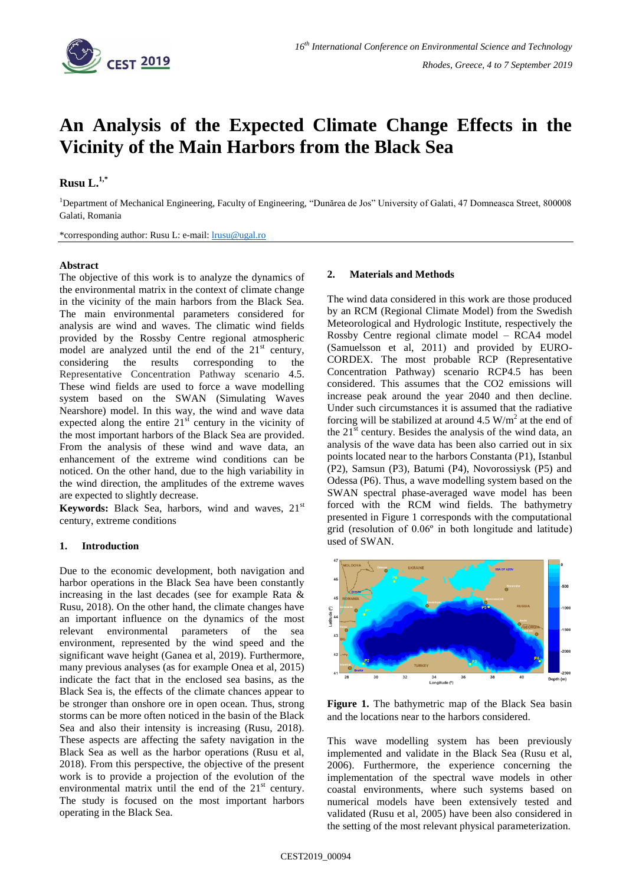# An Analysis of the Expected Climate Change Effects in the Vicinity of the Main Harbors from the Black Sea

**Rusu L.**[1,*]

[1]Department of Mechanical Engineering, Faculty of Engineering, "Dunărea de Jos" University of Galati, 47 Domneasca Street, 800008 Galati, Romania

*corresponding author: Rusu L: e-mail: lrusu@ugal.ro

## Abstract

The objective of this work is to analyze the dynamics of the environmental matrix in the context of climate change in the vicinity of the main harbors from the Black Sea. The main environmental parameters considered for analysis are wind and waves. The climatic wind fields provided by the Rossby Centre regional atmospheric model are analyzed until the end of the 21st century, considering the results corresponding to the Representative Concentration Pathway scenario 4.5. These wind fields are used to force a wave modelling system based on the SWAN (Simulating Waves Nearshore) model. In this way, the wind and wave data expected along the entire 21st century in the vicinity of the most important harbors of the Black Sea are provided. From the analysis of these wind and wave data, an enhancement of the extreme wind conditions can be noticed. On the other hand, due to the high variability in the wind direction, the amplitudes of the extreme waves are expected to slightly decrease.

**Keywords:** Black Sea, harbors, wind and waves, 21st century, extreme conditions

## 1. Introduction

Due to the economic development, both navigation and harbor operations in the Black Sea have been constantly increasing in the last decades (see for example Rata & Rusu, 2018). On the other hand, the climate changes have an important influence on the dynamics of the most relevant environmental parameters of the sea environment, represented by the wind speed and the significant wave height (Ganea et al, 2019). Furthermore, many previous analyses (as for example Onea et al, 2015) indicate the fact that in the enclosed sea basins, as the Black Sea is, the effects of the climate chances appear to be stronger than onshore ore in open ocean. Thus, strong storms can be more often noticed in the basin of the Black Sea and also their intensity is increasing (Rusu, 2018). These aspects are affecting the safety navigation in the Black Sea as well as the harbor operations (Rusu et al, 2018). From this perspective, the objective of the present work is to provide a projection of the evolution of the environmental matrix until the end of the 21st century. The study is focused on the most important harbors operating in the Black Sea.

## 2. Materials and Methods

The wind data considered in this work are those produced by an RCM (Regional Climate Model) from the Swedish Meteorological and Hydrologic Institute, respectively the Rossby Centre regional climate model – RCA4 model (Samuelsson et al, 2011) and provided by EURO-CORDEX. The most probable RCP (Representative Concentration Pathway) scenario RCP4.5 has been considered. This assumes that the $CO_2$ emissions will increase peak around the year 2040 and then decline. Under such circumstances it is assumed that the radiative forcing will be stabilized at around 4.5 W/m$^2$ at the end of the 21st century. Besides the analysis of the wind data, an analysis of the wave data has been also carried out in six points located near to the harbors Constanta (P1), Istanbul (P2), Samsun (P3), Batumi (P4), Novorossiysk (P5) and Odessa (P6). Thus, a wave modelling system based on the SWAN spectral phase-averaged wave model has been forced with the RCM wind fields. The bathymetry presented in Figure 1 corresponds with the computational grid (resolution of 0.06º in both longitude and latitude) used of SWAN.

**Figure 1.** The bathymetric map of the Black Sea basin and the locations near to the harbors considered.

This wave modelling system has been previously implemented and validate in the Black Sea (Rusu et al, 2006). Furthermore, the experience concerning the implementation of the spectral wave models in other coastal environments, where such systems based on numerical models have been extensively tested and validated (Rusu et al, 2005) have been also considered in the setting of the most relevant physical parameterization.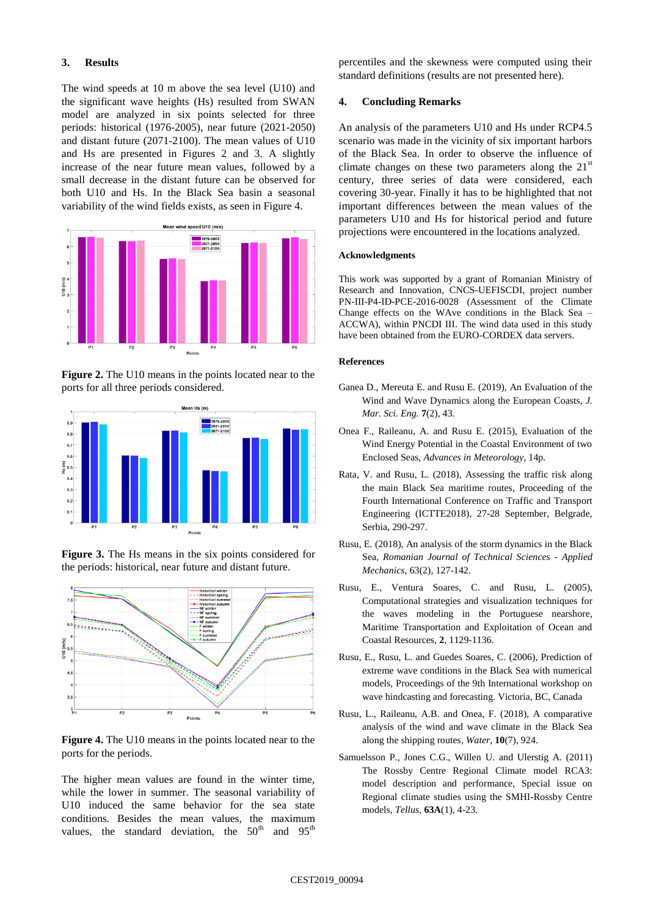## 3. Results

The wind speeds at 10 m above the sea level (U10) and the significant wave heights (Hs) resulted from SWAN model are analyzed in six points selected for three periods: historical (1976-2005), near future (2021-2050) and distant future (2071-2100). The mean values of U10 and Hs are presented in Figures 2 and 3. A slightly increase of the near future mean values, followed by a small decrease in the distant future can be observed for both U10 and Hs. In the Black Sea basin a seasonal variability of the wind fields exists, as seen in Figure 4.

Mean wind speed U10 (m/s)

1976-2005
2021-2050
2071-2100

U10 (m/s)

0
1
2
3
4
5
6
7

P1 P2 P3 P4 P5 P6

Points

**Figure 2.** The U10 means in the points located near to the ports for all three periods considered.

Mean Hs (m)

1976-2005
2021-2050
2071-2100

Hs (m)

0
0.1
0.2
0.3
0.4
0.5
0.6
0.7
0.8
0.9
1

P1 P2 P3 P4 P5 P6

Points

**Figure 3.** The Hs means in the six points considered for the periods: historical, near future and distant future.

historical winter
historical spring
historical summer
historical autumn
NF winter
NF spring
NF summer
NF autumn
F winter
F spring
F summer
F autumn

U10 (m/s)

3
3.5
4
4.5
5
5.5
6
6.5
7
7.5
8

P1 P2 P3 P4 P5 P6

Points

**Figure 4.** The U10 means in the points located near to the ports for the periods.

The higher mean values are found in the winter time, while the lower in summer. The seasonal variability of U10 induced the same behavior for the sea state conditions. Besides the mean values, the maximum values, the standard deviation, the $50^{th}$ and $95^{th}$ percentiles and the skewness were computed using their standard definitions (results are not presented here).

## 4. Concluding Remarks

An analysis of the parameters U10 and Hs under RCP4.5 scenario was made in the vicinity of six important harbors of the Black Sea. In order to observe the influence of climate changes on these two parameters along the $21^{st}$ century, three series of data were considered, each covering 30-year. Finally it has to be highlighted that not important differences between the mean values of the parameters U10 and Hs for historical period and future projections were encountered in the locations analyzed.

### Acknowledgments

This work was supported by a grant of Romanian Ministry of Research and Innovation, CNCS-UEFISCDI, project number PN-III-P4-ID-PCE-2016-0028 (Assessment of the Climate Change effects on the WAve conditions in the Black Sea – ACCWA), within PNCDI III. The wind data used in this study have been obtained from the EURO-CORDEX data servers.

### References

Ganea D., Mereuta E. and Rusu E. (2019), An Evaluation of the Wind and Wave Dynamics along the European Coasts, *J. Mar. Sci. Eng.* **7**(2), 43.

Onea F., Raileanu, A. and Rusu E. (2015), Evaluation of the Wind Energy Potential in the Coastal Environment of two Enclosed Seas, *Advances in Meteorology*, 14p.

Rata, V. and Rusu, L. (2018), Assessing the traffic risk along the main Black Sea maritime routes, Proceeding of the Fourth International Conference on Traffic and Transport Engineering (ICTTE2018), 27-28 September, Belgrade, Serbia, 290-297.

Rusu, E. (2018), An analysis of the storm dynamics in the Black Sea, *Romanian Journal of Technical Sciences - Applied Mechanics*, 63(2), 127-142.

Rusu, E., Ventura Soares, C. and Rusu, L. (2005), Computational strategies and visualization techniques for the waves modeling in the Portuguese nearshore, Maritime Transportation and Exploitation of Ocean and Coastal Resources, **2**, 1129-1136.

Rusu, E., Rusu, L. and Guedes Soares, C. (2006), Prediction of extreme wave conditions in the Black Sea with numerical models, Proceedings of the 9th International workshop on wave hindcasting and forecasting. Victoria, BC, Canada

Rusu, L., Raileanu, A.B. and Onea, F. (2018), A comparative analysis of the wind and wave climate in the Black Sea along the shipping routes, *Water*, **10**(7), 924.

Samuelsson P., Jones C.G., Willen U. and Ulerstig A. (2011) The Rossby Centre Regional Climate model RCA3: model description and performance, Special issue on Regional climate studies using the SMHI-Rossby Centre models, *Tellus*, **63A**(1), 4-23.